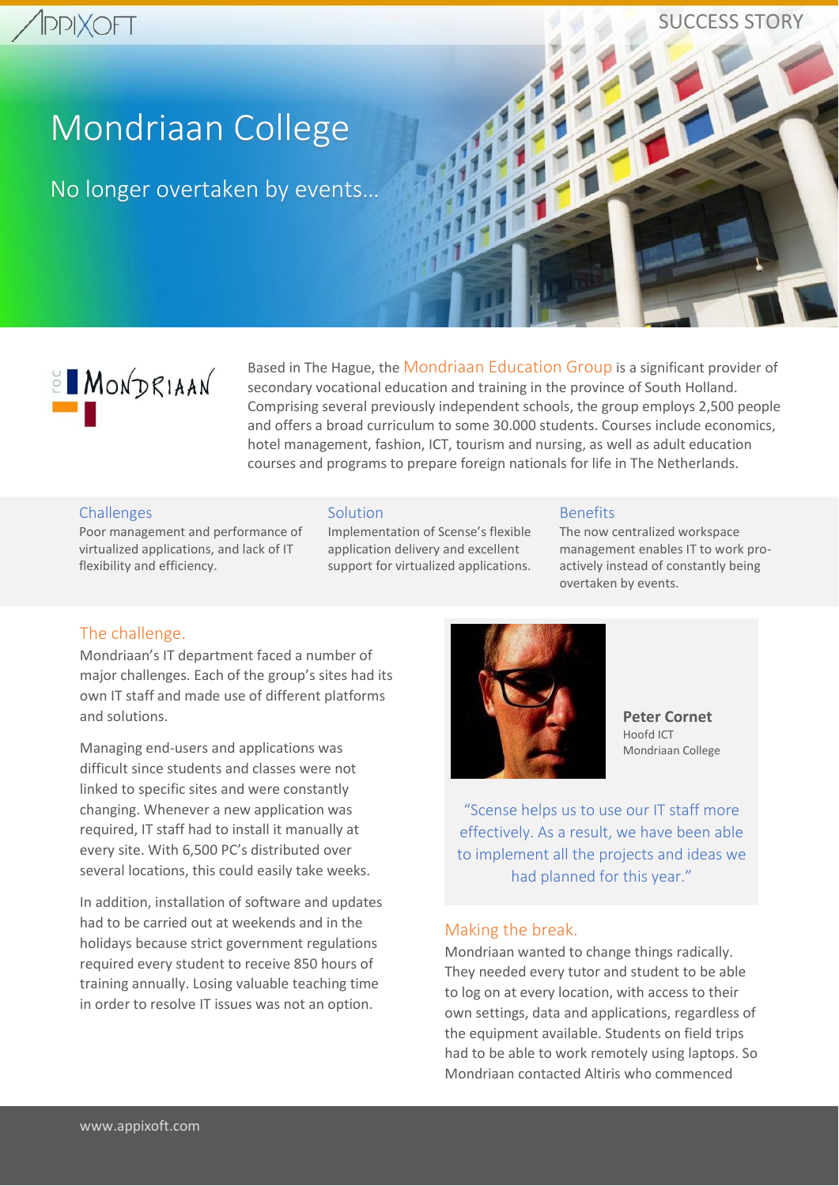SUCCESS STORY

# Mondriaan College

## No longer overtaken by events…

Based in The Hague, the Mondriaan Education Group is a significant provider of secondary vocational education and training in the province of South Holland. Comprising several previously independent schools, the group employs 2,500 people and offers a broad curriculum to some 30.000 students. Courses include economics, hotel management, fashion, ICT, tourism and nursing, as well as adult education courses and programs to prepare foreign nationals for life in The Netherlands.

### Challenges

Poor management and performance of virtualized applications, and lack of IT flexibility and efficiency.

### Solution

Implementation of Scense's flexible application delivery and excellent support for virtualized applications.

### Benefits

The now centralized workspace management enables IT to work pro-actively instead of constantly being overtaken by events.

### The challenge.

Mondriaan's IT department faced a number of major challenges. Each of the group's sites had its own IT staff and made use of different platforms and solutions.

Managing end-users and applications was difficult since students and classes were not linked to specific sites and were constantly changing. Whenever a new application was required, IT staff had to install it manually at every site. With 6,500 PC's distributed over several locations, this could easily take weeks.

In addition, installation of software and updates had to be carried out at weekends and in the holidays because strict government regulations required every student to receive 850 hours of training annually. Losing valuable teaching time in order to resolve IT issues was not an option.

**Peter Cornet**
Hoofd ICT
Mondriaan College

"Scense helps us to use our IT staff more effectively. As a result, we have been able to implement all the projects and ideas we had planned for this year."

### Making the break.

Mondriaan wanted to change things radically. They needed every tutor and student to be able to log on at every location, with access to their own settings, data and applications, regardless of the equipment available. Students on field trips had to be able to work remotely using laptops. So Mondriaan contacted Altiris who commenced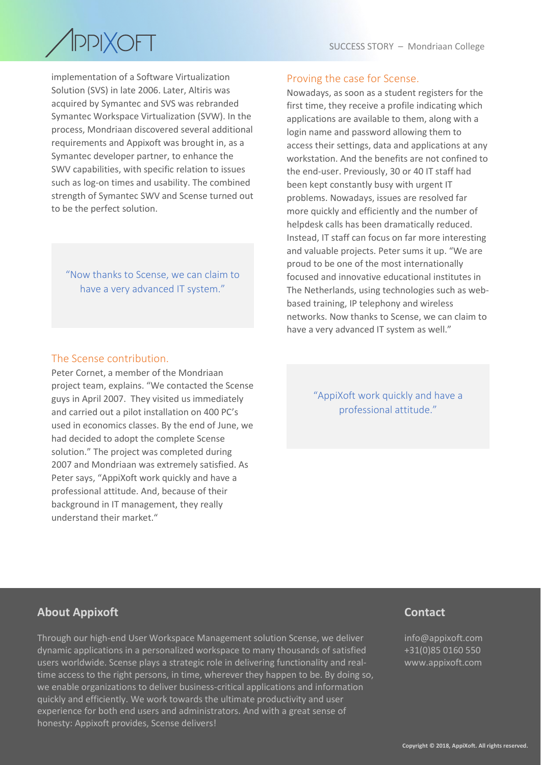implementation of a Software Virtualization Solution (SVS) in late 2006. Later, Altiris was acquired by Symantec and SVS was rebranded Symantec Workspace Virtualization (SVW). In the process, Mondriaan discovered several additional requirements and Appixoft was brought in, as a Symantec developer partner, to enhance the SWV capabilities, with specific relation to issues such as log-on times and usability. The combined strength of Symantec SWV and Scense turned out to be the perfect solution.

> "Now thanks to Scense, we can claim to have a very advanced IT system."

## The Scense contribution.

Peter Cornet, a member of the Mondriaan project team, explains. "We contacted the Scense guys in April 2007. They visited us immediately and carried out a pilot installation on 400 PC's used in economics classes. By the end of June, we had decided to adopt the complete Scense solution." The project was completed during 2007 and Mondriaan was extremely satisfied. As Peter says, "AppiXoft work quickly and have a professional attitude. And, because of their background in IT management, they really understand their market."

## Proving the case for Scense.

Nowadays, as soon as a student registers for the first time, they receive a profile indicating which applications are available to them, along with a login name and password allowing them to access their settings, data and applications at any workstation. And the benefits are not confined to the end-user. Previously, 30 or 40 IT staff had been kept constantly busy with urgent IT problems. Nowadays, issues are resolved far more quickly and efficiently and the number of helpdesk calls has been dramatically reduced. Instead, IT staff can focus on far more interesting and valuable projects. Peter sums it up. "We are proud to be one of the most internationally focused and innovative educational institutes in The Netherlands, using technologies such as web-based training, IP telephony and wireless networks. Now thanks to Scense, we can claim to have a very advanced IT system as well."

> "AppiXoft work quickly and have a professional attitude."

## About Appixoft

Through our high-end User Workspace Management solution Scense, we deliver dynamic applications in a personalized workspace to many thousands of satisfied users worldwide. Scense plays a strategic role in delivering functionality and real-time access to the right persons, in time, wherever they happen to be. By doing so, we enable organizations to deliver business-critical applications and information quickly and efficiently. We work towards the ultimate productivity and user experience for both end users and administrators. And with a great sense of honesty: Appixoft provides, Scense delivers!

## Contact

info@appixoft.com
+31(0)85 0160 550
www.appixoft.com

Copyright © 2018, AppiXoft. All rights reserved.